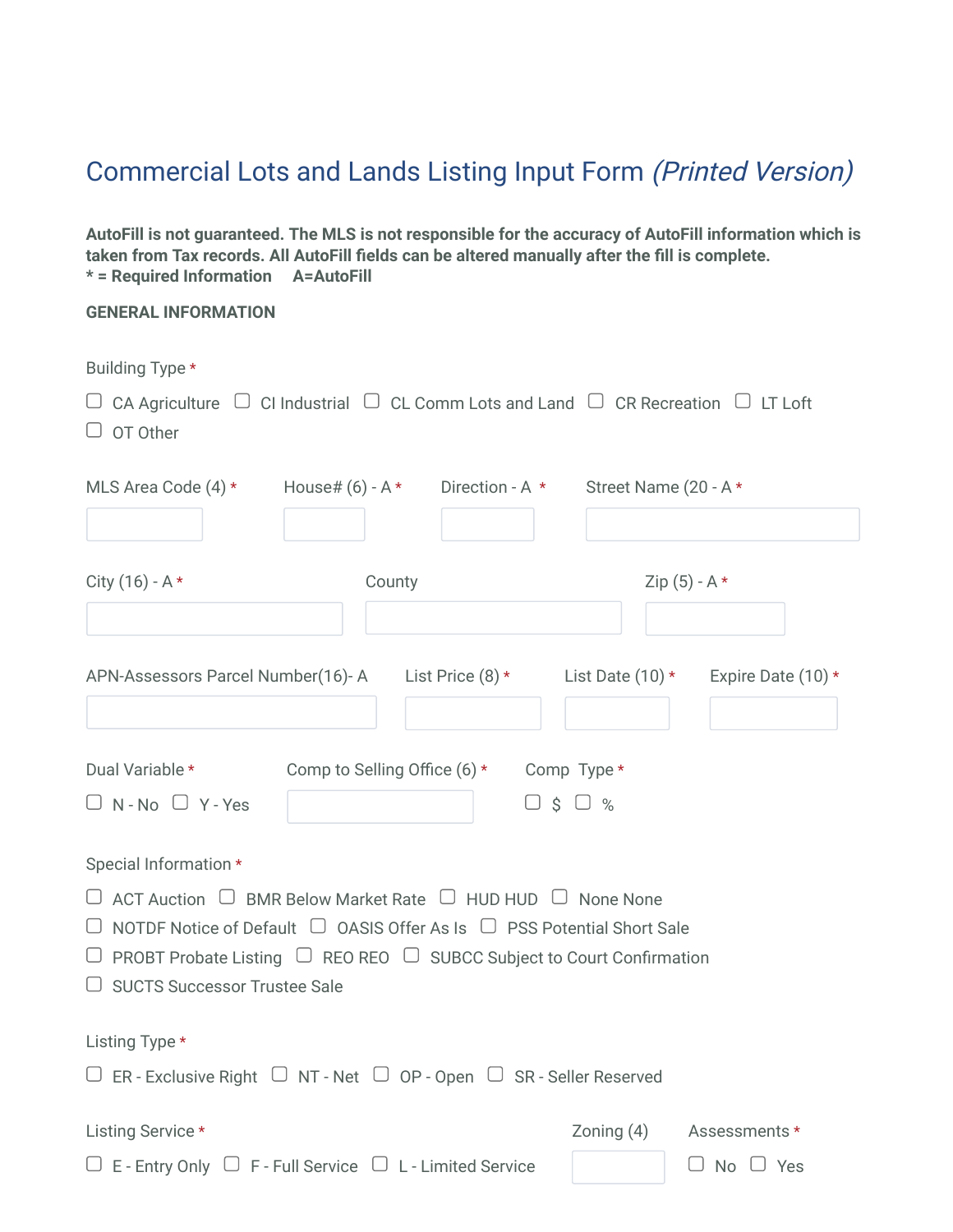# Commercial Lots and Lands Listing Input Form *(Printed Version)*

**AutoFill is not guaranteed. The MLS is not responsible for the accuracy of AutoFill information which is taken from Tax records. All AutoFill fields can be altered manually after the fill is complete.**
**\* = Required Information     A=AutoFill**

**GENERAL INFORMATION**

Building Type *

☐ CA Agriculture ☐ CI Industrial ☐ CL Comm Lots and Land ☐ CR Recreation ☐ LT Loft
☐ OT Other

MLS Area Code (4) *

House# (6) - A *

Direction - A *

Street Name (20 - A *

City (16) - A *

County

Zip (5) - A *

APN-Assessors Parcel Number(16)- A

List Price (8) *

List Date (10) *

Expire Date (10) *

Dual Variable *

☐ N - No ☐ Y - Yes

Comp to Selling Office (6) *

Comp Type *

☐ $ ☐ %

Special Information *

☐ ACT Auction ☐ BMR Below Market Rate ☐ HUD HUD ☐ None None
☐ NOTDF Notice of Default ☐ OASIS Offer As Is ☐ PSS Potential Short Sale
☐ PROBT Probate Listing ☐ REO REO ☐ SUBCC Subject to Court Confirmation
☐ SUCTS Successor Trustee Sale

Listing Type *

☐ ER - Exclusive Right ☐ NT - Net ☐ OP - Open ☐ SR - Seller Reserved

Listing Service *

☐ E - Entry Only ☐ F - Full Service ☐ L - Limited Service

Zoning (4)

Assessments *

☐ No ☐ Yes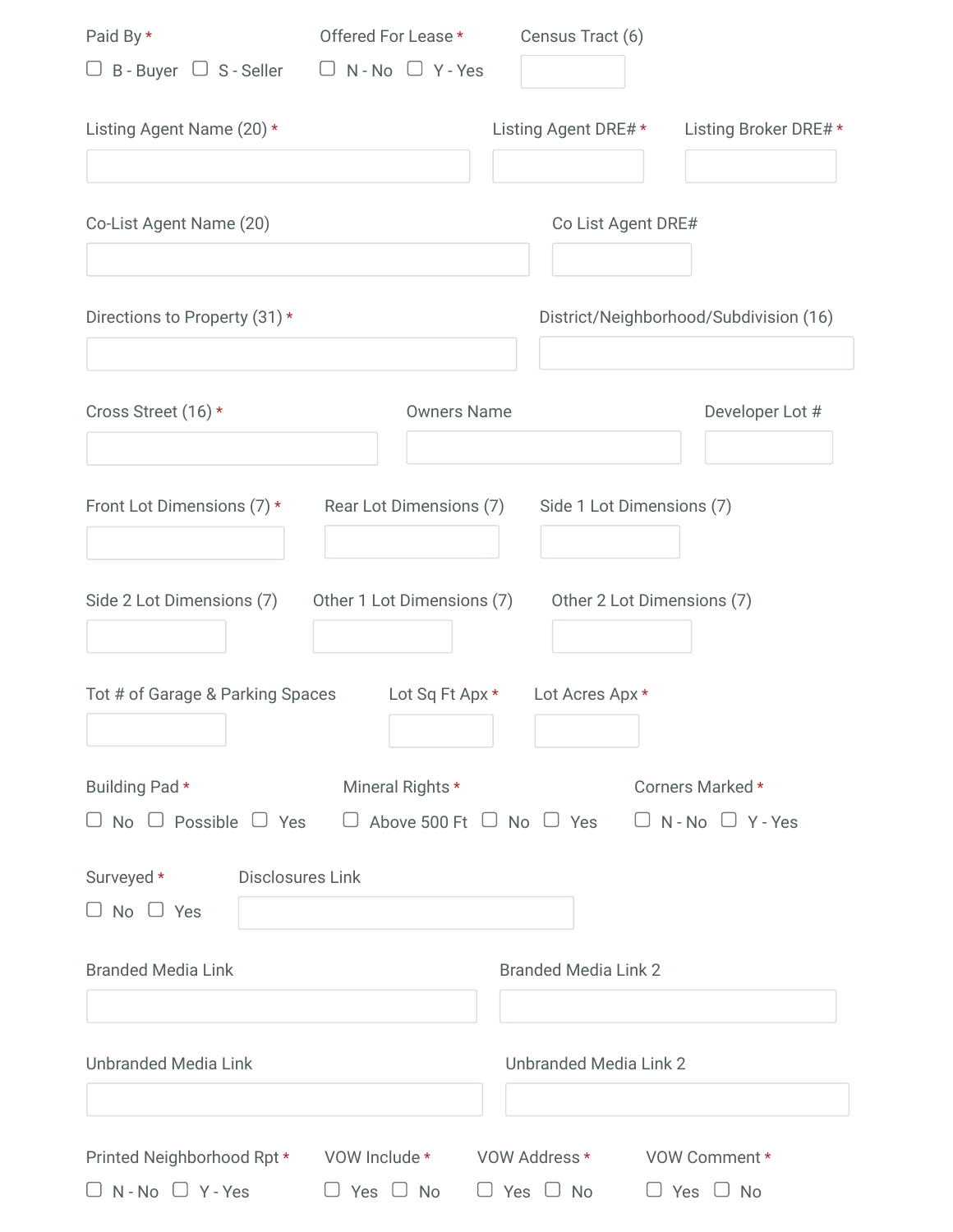Paid By *

☐ B - Buyer ☐ S - Seller

Offered For Lease *

☐ N - No ☐ Y - Yes

Census Tract (6)

Listing Agent Name (20) *

Listing Agent DRE# *

Listing Broker DRE# *

Co-List Agent Name (20)

Co List Agent DRE#

Directions to Property (31) *

District/Neighborhood/Subdivision (16)

Cross Street (16) *

Owners Name

Developer Lot #

Front Lot Dimensions (7) *

Rear Lot Dimensions (7)

Side 1 Lot Dimensions (7)

Side 2 Lot Dimensions (7)

Other 1 Lot Dimensions (7)

Other 2 Lot Dimensions (7)

Tot # of Garage & Parking Spaces

Lot Sq Ft Apx *

Lot Acres Apx *

Building Pad *

☐ No ☐ Possible ☐ Yes

Mineral Rights *

☐ Above 500 Ft ☐ No ☐ Yes

Corners Marked *

☐ N - No ☐ Y - Yes

Surveyed *

☐ No ☐ Yes

Disclosures Link

Branded Media Link

Branded Media Link 2

Unbranded Media Link

Unbranded Media Link 2

Printed Neighborhood Rpt *

☐ N - No ☐ Y - Yes

VOW Include *

☐ Yes ☐ No

VOW Address *

☐ Yes ☐ No

VOW Comment *

☐ Yes ☐ No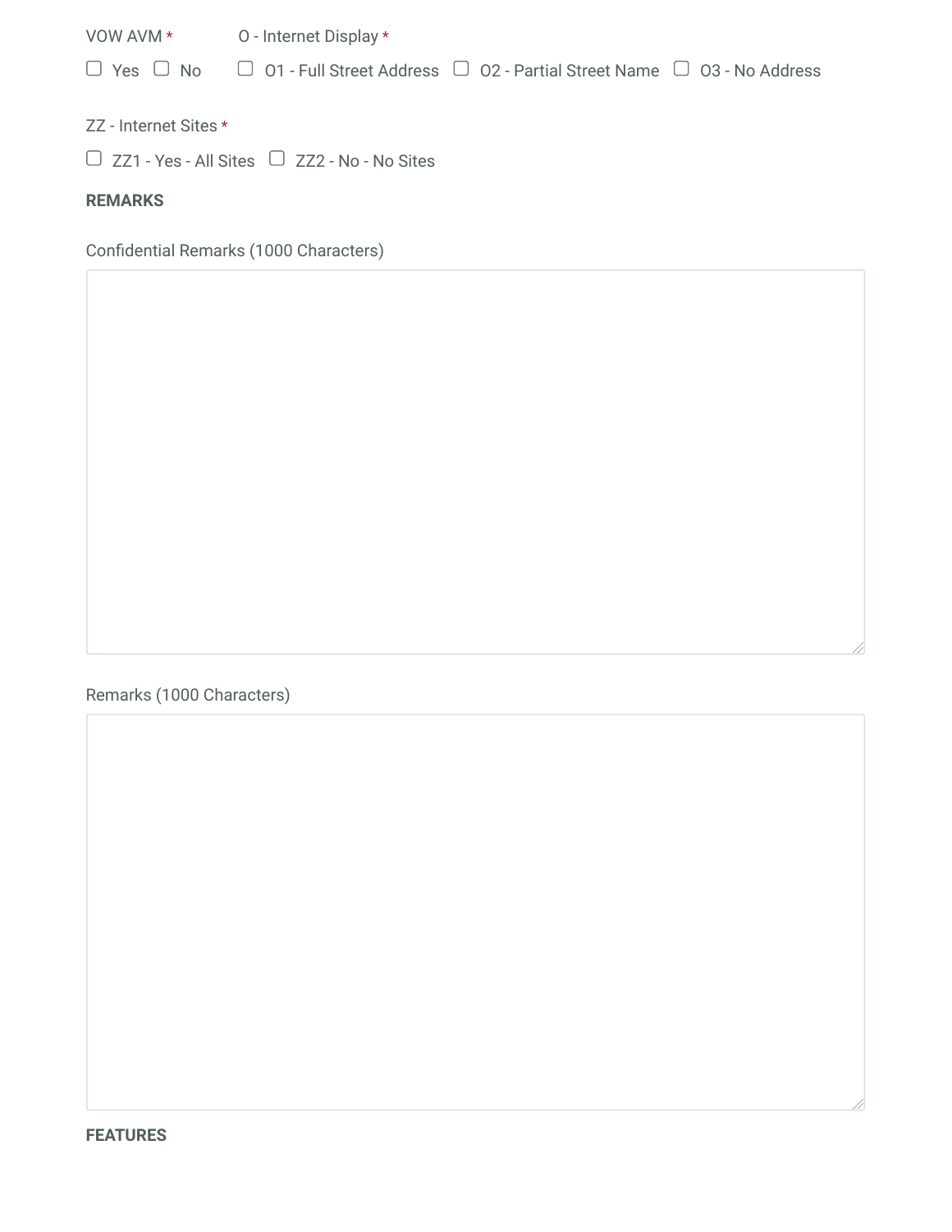VOW AVM *

☐ Yes ☐ No

O - Internet Display *

☐ O1 - Full Street Address ☐ O2 - Partial Street Name ☐ O3 - No Address

ZZ - Internet Sites *

☐ ZZ1 - Yes - All Sites ☐ ZZ2 - No - No Sites

**REMARKS**

Confidential Remarks (1000 Characters)

Remarks (1000 Characters)

**FEATURES**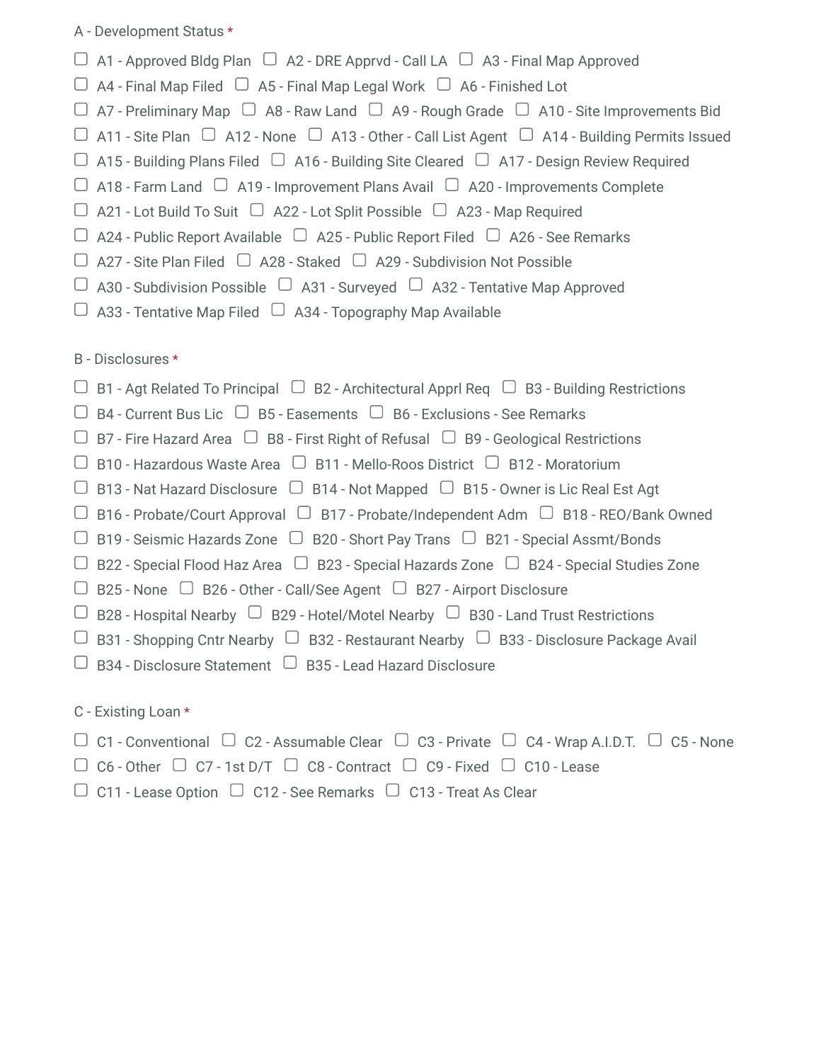A - Development Status *

- [ ] A1 - Approved Bldg Plan
- [ ] A2 - DRE Apprvd - Call LA
- [ ] A3 - Final Map Approved
- [ ] A4 - Final Map Filed
- [ ] A5 - Final Map Legal Work
- [ ] A6 - Finished Lot
- [ ] A7 - Preliminary Map
- [ ] A8 - Raw Land
- [ ] A9 - Rough Grade
- [ ] A10 - Site Improvements Bid
- [ ] A11 - Site Plan
- [ ] A12 - None
- [ ] A13 - Other - Call List Agent
- [ ] A14 - Building Permits Issued
- [ ] A15 - Building Plans Filed
- [ ] A16 - Building Site Cleared
- [ ] A17 - Design Review Required
- [ ] A18 - Farm Land
- [ ] A19 - Improvement Plans Avail
- [ ] A20 - Improvements Complete
- [ ] A21 - Lot Build To Suit
- [ ] A22 - Lot Split Possible
- [ ] A23 - Map Required
- [ ] A24 - Public Report Available
- [ ] A25 - Public Report Filed
- [ ] A26 - See Remarks
- [ ] A27 - Site Plan Filed
- [ ] A28 - Staked
- [ ] A29 - Subdivision Not Possible
- [ ] A30 - Subdivision Possible
- [ ] A31 - Surveyed
- [ ] A32 - Tentative Map Approved
- [ ] A33 - Tentative Map Filed
- [ ] A34 - Topography Map Available

B - Disclosures *

- [ ] B1 - Agt Related To Principal
- [ ] B2 - Architectural Apprl Req
- [ ] B3 - Building Restrictions
- [ ] B4 - Current Bus Lic
- [ ] B5 - Easements
- [ ] B6 - Exclusions - See Remarks
- [ ] B7 - Fire Hazard Area
- [ ] B8 - First Right of Refusal
- [ ] B9 - Geological Restrictions
- [ ] B10 - Hazardous Waste Area
- [ ] B11 - Mello-Roos District
- [ ] B12 - Moratorium
- [ ] B13 - Nat Hazard Disclosure
- [ ] B14 - Not Mapped
- [ ] B15 - Owner is Lic Real Est Agt
- [ ] B16 - Probate/Court Approval
- [ ] B17 - Probate/Independent Adm
- [ ] B18 - REO/Bank Owned
- [ ] B19 - Seismic Hazards Zone
- [ ] B20 - Short Pay Trans
- [ ] B21 - Special Assmt/Bonds
- [ ] B22 - Special Flood Haz Area
- [ ] B23 - Special Hazards Zone
- [ ] B24 - Special Studies Zone
- [ ] B25 - None
- [ ] B26 - Other - Call/See Agent
- [ ] B27 - Airport Disclosure
- [ ] B28 - Hospital Nearby
- [ ] B29 - Hotel/Motel Nearby
- [ ] B30 - Land Trust Restrictions
- [ ] B31 - Shopping Cntr Nearby
- [ ] B32 - Restaurant Nearby
- [ ] B33 - Disclosure Package Avail
- [ ] B34 - Disclosure Statement
- [ ] B35 - Lead Hazard Disclosure

C - Existing Loan *

- [ ] C1 - Conventional
- [ ] C2 - Assumable Clear
- [ ] C3 - Private
- [ ] C4 - Wrap A.I.D.T.
- [ ] C5 - None
- [ ] C6 - Other
- [ ] C7 - 1st D/T
- [ ] C8 - Contract
- [ ] C9 - Fixed
- [ ] C10 - Lease
- [ ] C11 - Lease Option
- [ ] C12 - See Remarks
- [ ] C13 - Treat As Clear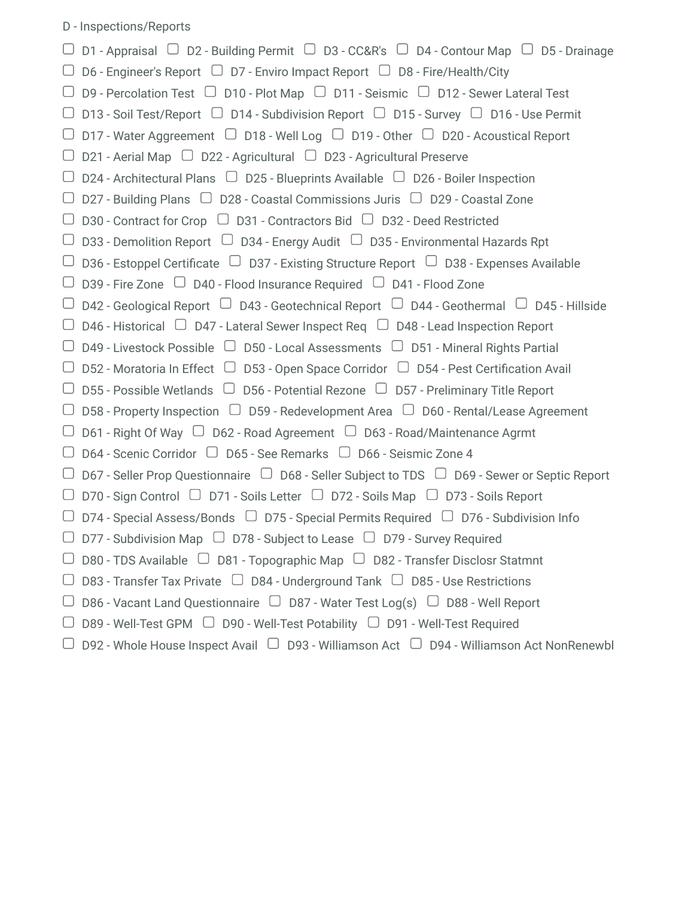D - Inspections/Reports

☐ D1 - Appraisal ☐ D2 - Building Permit ☐ D3 - CC&R's ☐ D4 - Contour Map ☐ D5 - Drainage
☐ D6 - Engineer's Report ☐ D7 - Enviro Impact Report ☐ D8 - Fire/Health/City
☐ D9 - Percolation Test ☐ D10 - Plot Map ☐ D11 - Seismic ☐ D12 - Sewer Lateral Test
☐ D13 - Soil Test/Report ☐ D14 - Subdivision Report ☐ D15 - Survey ☐ D16 - Use Permit
☐ D17 - Water Aggreement ☐ D18 - Well Log ☐ D19 - Other ☐ D20 - Acoustical Report
☐ D21 - Aerial Map ☐ D22 - Agricultural ☐ D23 - Agricultural Preserve
☐ D24 - Architectural Plans ☐ D25 - Blueprints Available ☐ D26 - Boiler Inspection
☐ D27 - Building Plans ☐ D28 - Coastal Commissions Juris ☐ D29 - Coastal Zone
☐ D30 - Contract for Crop ☐ D31 - Contractors Bid ☐ D32 - Deed Restricted
☐ D33 - Demolition Report ☐ D34 - Energy Audit ☐ D35 - Environmental Hazards Rpt
☐ D36 - Estoppel Certificate ☐ D37 - Existing Structure Report ☐ D38 - Expenses Available
☐ D39 - Fire Zone ☐ D40 - Flood Insurance Required ☐ D41 - Flood Zone
☐ D42 - Geological Report ☐ D43 - Geotechnical Report ☐ D44 - Geothermal ☐ D45 - Hillside
☐ D46 - Historical ☐ D47 - Lateral Sewer Inspect Req ☐ D48 - Lead Inspection Report
☐ D49 - Livestock Possible ☐ D50 - Local Assessments ☐ D51 - Mineral Rights Partial
☐ D52 - Moratoria In Effect ☐ D53 - Open Space Corridor ☐ D54 - Pest Certification Avail
☐ D55 - Possible Wetlands ☐ D56 - Potential Rezone ☐ D57 - Preliminary Title Report
☐ D58 - Property Inspection ☐ D59 - Redevelopment Area ☐ D60 - Rental/Lease Agreement
☐ D61 - Right Of Way ☐ D62 - Road Agreement ☐ D63 - Road/Maintenance Agrmt
☐ D64 - Scenic Corridor ☐ D65 - See Remarks ☐ D66 - Seismic Zone 4
☐ D67 - Seller Prop Questionnaire ☐ D68 - Seller Subject to TDS ☐ D69 - Sewer or Septic Report
☐ D70 - Sign Control ☐ D71 - Soils Letter ☐ D72 - Soils Map ☐ D73 - Soils Report
☐ D74 - Special Assess/Bonds ☐ D75 - Special Permits Required ☐ D76 - Subdivision Info
☐ D77 - Subdivision Map ☐ D78 - Subject to Lease ☐ D79 - Survey Required
☐ D80 - TDS Available ☐ D81 - Topographic Map ☐ D82 - Transfer Disclosr Statmnt
☐ D83 - Transfer Tax Private ☐ D84 - Underground Tank ☐ D85 - Use Restrictions
☐ D86 - Vacant Land Questionnaire ☐ D87 - Water Test Log(s) ☐ D88 - Well Report
☐ D89 - Well-Test GPM ☐ D90 - Well-Test Potability ☐ D91 - Well-Test Required
☐ D92 - Whole House Inspect Avail ☐ D93 - Williamson Act ☐ D94 - Williamson Act NonRenewbl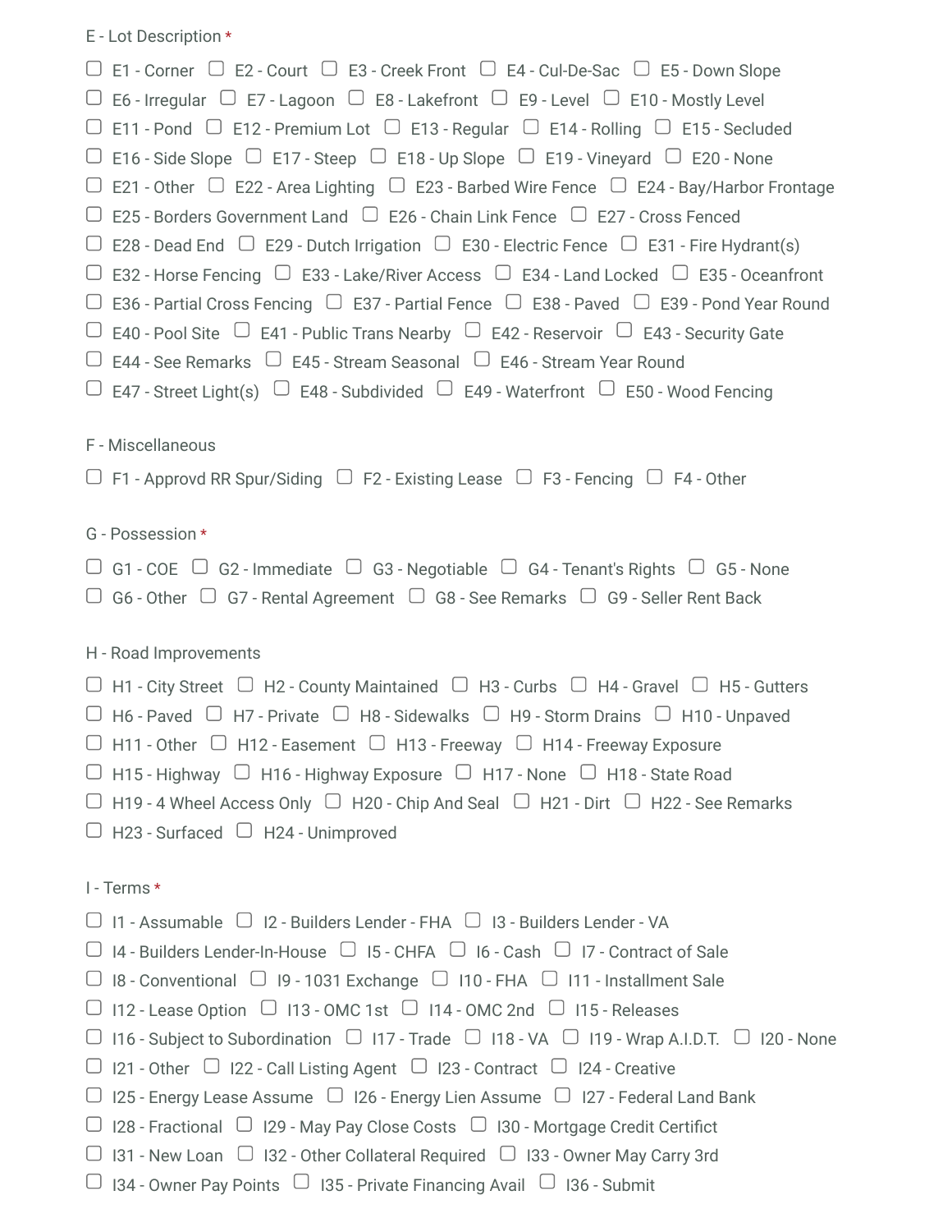E - Lot Description *

- [ ] E1 - Corner
- [ ] E2 - Court
- [ ] E3 - Creek Front
- [ ] E4 - Cul-De-Sac
- [ ] E5 - Down Slope
- [ ] E6 - Irregular
- [ ] E7 - Lagoon
- [ ] E8 - Lakefront
- [ ] E9 - Level
- [ ] E10 - Mostly Level
- [ ] E11 - Pond
- [ ] E12 - Premium Lot
- [ ] E13 - Regular
- [ ] E14 - Rolling
- [ ] E15 - Secluded
- [ ] E16 - Side Slope
- [ ] E17 - Steep
- [ ] E18 - Up Slope
- [ ] E19 - Vineyard
- [ ] E20 - None
- [ ] E21 - Other
- [ ] E22 - Area Lighting
- [ ] E23 - Barbed Wire Fence
- [ ] E24 - Bay/Harbor Frontage
- [ ] E25 - Borders Government Land
- [ ] E26 - Chain Link Fence
- [ ] E27 - Cross Fenced
- [ ] E28 - Dead End
- [ ] E29 - Dutch Irrigation
- [ ] E30 - Electric Fence
- [ ] E31 - Fire Hydrant(s)
- [ ] E32 - Horse Fencing
- [ ] E33 - Lake/River Access
- [ ] E34 - Land Locked
- [ ] E35 - Oceanfront
- [ ] E36 - Partial Cross Fencing
- [ ] E37 - Partial Fence
- [ ] E38 - Paved
- [ ] E39 - Pond Year Round
- [ ] E40 - Pool Site
- [ ] E41 - Public Trans Nearby
- [ ] E42 - Reservoir
- [ ] E43 - Security Gate
- [ ] E44 - See Remarks
- [ ] E45 - Stream Seasonal
- [ ] E46 - Stream Year Round
- [ ] E47 - Street Light(s)
- [ ] E48 - Subdivided
- [ ] E49 - Waterfront
- [ ] E50 - Wood Fencing

F - Miscellaneous

- [ ] F1 - Approvd RR Spur/Siding
- [ ] F2 - Existing Lease
- [ ] F3 - Fencing
- [ ] F4 - Other

G - Possession *

- [ ] G1 - COE
- [ ] G2 - Immediate
- [ ] G3 - Negotiable
- [ ] G4 - Tenant's Rights
- [ ] G5 - None
- [ ] G6 - Other
- [ ] G7 - Rental Agreement
- [ ] G8 - See Remarks
- [ ] G9 - Seller Rent Back

H - Road Improvements

- [ ] H1 - City Street
- [ ] H2 - County Maintained
- [ ] H3 - Curbs
- [ ] H4 - Gravel
- [ ] H5 - Gutters
- [ ] H6 - Paved
- [ ] H7 - Private
- [ ] H8 - Sidewalks
- [ ] H9 - Storm Drains
- [ ] H10 - Unpaved
- [ ] H11 - Other
- [ ] H12 - Easement
- [ ] H13 - Freeway
- [ ] H14 - Freeway Exposure
- [ ] H15 - Highway
- [ ] H16 - Highway Exposure
- [ ] H17 - None
- [ ] H18 - State Road
- [ ] H19 - 4 Wheel Access Only
- [ ] H20 - Chip And Seal
- [ ] H21 - Dirt
- [ ] H22 - See Remarks
- [ ] H23 - Surfaced
- [ ] H24 - Unimproved

I - Terms *

- [ ] I1 - Assumable
- [ ] I2 - Builders Lender - FHA
- [ ] I3 - Builders Lender - VA
- [ ] I4 - Builders Lender-In-House
- [ ] I5 - CHFA
- [ ] I6 - Cash
- [ ] I7 - Contract of Sale
- [ ] I8 - Conventional
- [ ] I9 - 1031 Exchange
- [ ] I10 - FHA
- [ ] I11 - Installment Sale
- [ ] I12 - Lease Option
- [ ] I13 - OMC 1st
- [ ] I14 - OMC 2nd
- [ ] I15 - Releases
- [ ] I16 - Subject to Subordination
- [ ] I17 - Trade
- [ ] I18 - VA
- [ ] I19 - Wrap A.I.D.T.
- [ ] I20 - None
- [ ] I21 - Other
- [ ] I22 - Call Listing Agent
- [ ] I23 - Contract
- [ ] I24 - Creative
- [ ] I25 - Energy Lease Assume
- [ ] I26 - Energy Lien Assume
- [ ] I27 - Federal Land Bank
- [ ] I28 - Fractional
- [ ] I29 - May Pay Close Costs
- [ ] I30 - Mortgage Credit Certifict
- [ ] I31 - New Loan
- [ ] I32 - Other Collateral Required
- [ ] I33 - Owner May Carry 3rd
- [ ] I34 - Owner Pay Points
- [ ] I35 - Private Financing Avail
- [ ] I36 - Submit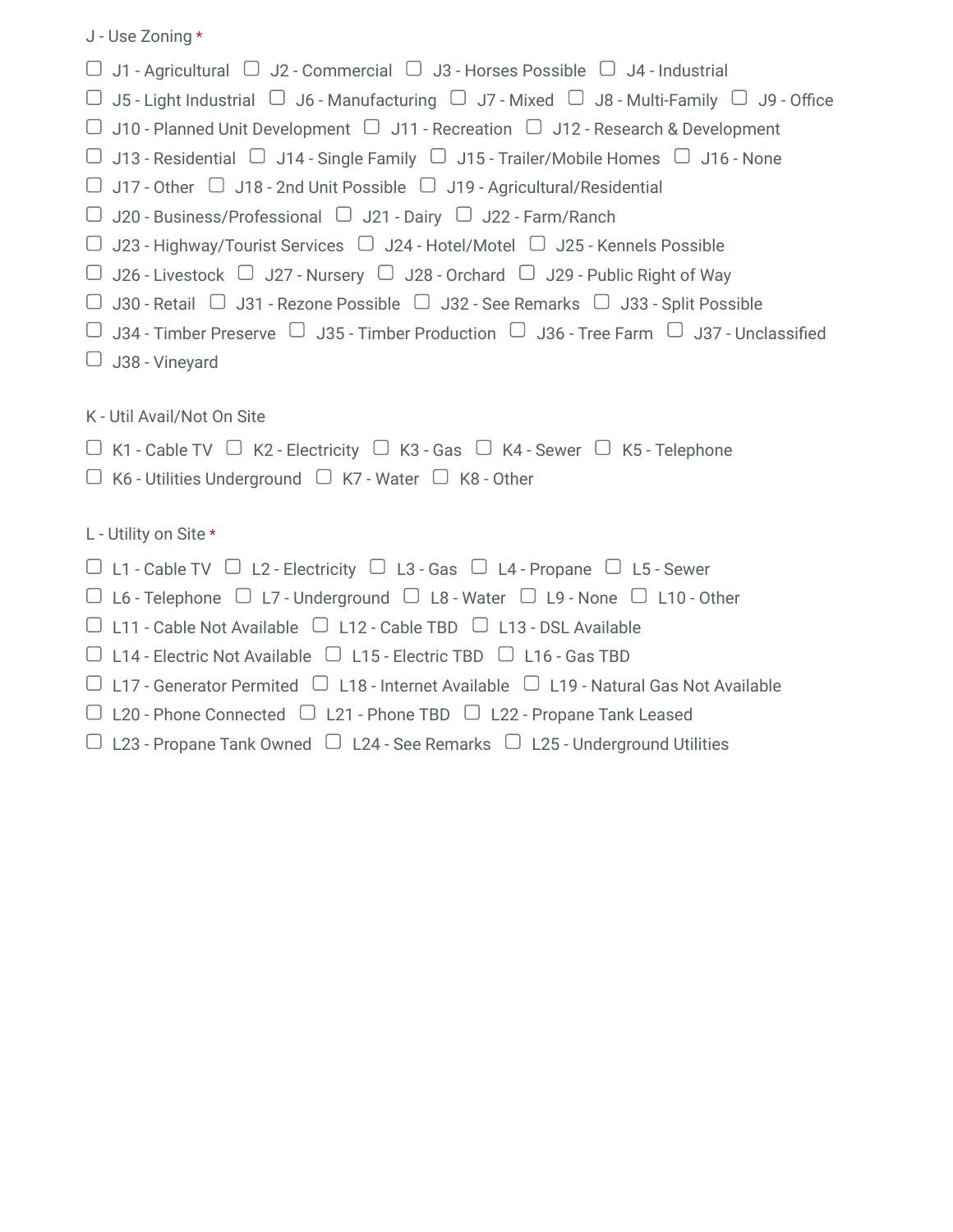J - Use Zoning *

- [ ] J1 - Agricultural
- [ ] J2 - Commercial
- [ ] J3 - Horses Possible
- [ ] J4 - Industrial
- [ ] J5 - Light Industrial
- [ ] J6 - Manufacturing
- [ ] J7 - Mixed
- [ ] J8 - Multi-Family
- [ ] J9 - Office
- [ ] J10 - Planned Unit Development
- [ ] J11 - Recreation
- [ ] J12 - Research & Development
- [ ] J13 - Residential
- [ ] J14 - Single Family
- [ ] J15 - Trailer/Mobile Homes
- [ ] J16 - None
- [ ] J17 - Other
- [ ] J18 - 2nd Unit Possible
- [ ] J19 - Agricultural/Residential
- [ ] J20 - Business/Professional
- [ ] J21 - Dairy
- [ ] J22 - Farm/Ranch
- [ ] J23 - Highway/Tourist Services
- [ ] J24 - Hotel/Motel
- [ ] J25 - Kennels Possible
- [ ] J26 - Livestock
- [ ] J27 - Nursery
- [ ] J28 - Orchard
- [ ] J29 - Public Right of Way
- [ ] J30 - Retail
- [ ] J31 - Rezone Possible
- [ ] J32 - See Remarks
- [ ] J33 - Split Possible
- [ ] J34 - Timber Preserve
- [ ] J35 - Timber Production
- [ ] J36 - Tree Farm
- [ ] J37 - Unclassified
- [ ] J38 - Vineyard

K - Util Avail/Not On Site

- [ ] K1 - Cable TV
- [ ] K2 - Electricity
- [ ] K3 - Gas
- [ ] K4 - Sewer
- [ ] K5 - Telephone
- [ ] K6 - Utilities Underground
- [ ] K7 - Water
- [ ] K8 - Other

L - Utility on Site *

- [ ] L1 - Cable TV
- [ ] L2 - Electricity
- [ ] L3 - Gas
- [ ] L4 - Propane
- [ ] L5 - Sewer
- [ ] L6 - Telephone
- [ ] L7 - Underground
- [ ] L8 - Water
- [ ] L9 - None
- [ ] L10 - Other
- [ ] L11 - Cable Not Available
- [ ] L12 - Cable TBD
- [ ] L13 - DSL Available
- [ ] L14 - Electric Not Available
- [ ] L15 - Electric TBD
- [ ] L16 - Gas TBD
- [ ] L17 - Generator Permited
- [ ] L18 - Internet Available
- [ ] L19 - Natural Gas Not Available
- [ ] L20 - Phone Connected
- [ ] L21 - Phone TBD
- [ ] L22 - Propane Tank Leased
- [ ] L23 - Propane Tank Owned
- [ ] L24 - See Remarks
- [ ] L25 - Underground Utilities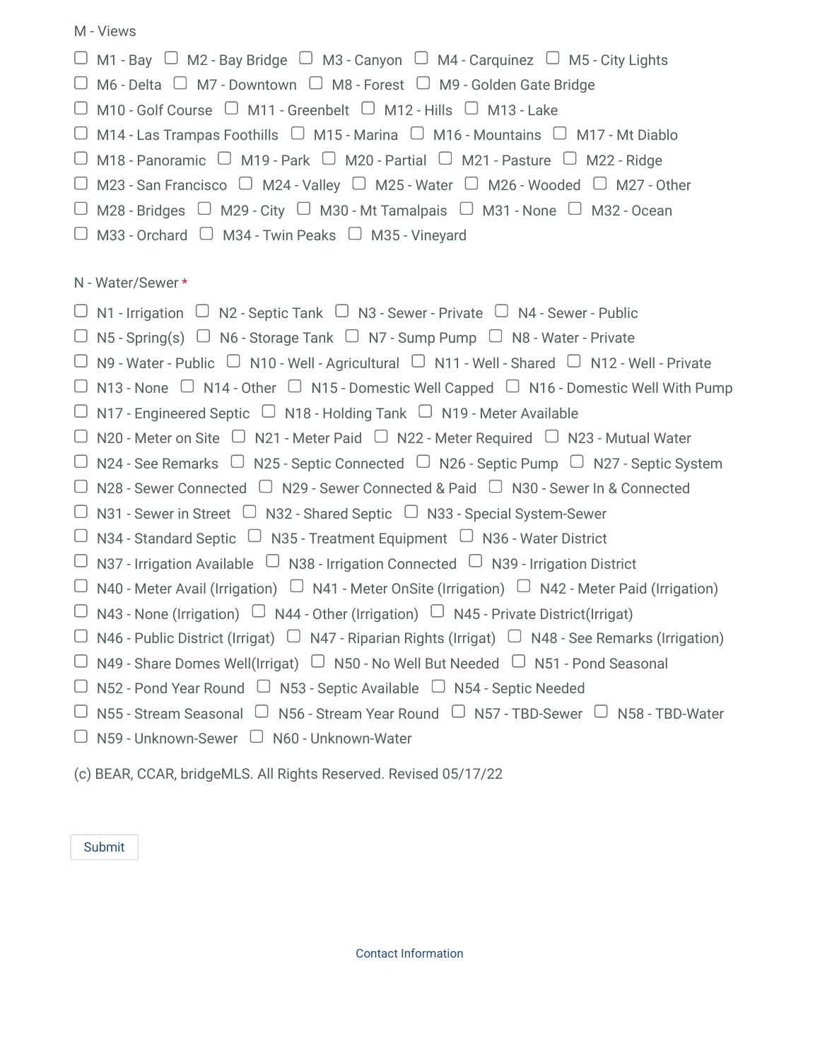M - Views

- [ ] M1 - Bay
- [ ] M2 - Bay Bridge
- [ ] M3 - Canyon
- [ ] M4 - Carquinez
- [ ] M5 - City Lights
- [ ] M6 - Delta
- [ ] M7 - Downtown
- [ ] M8 - Forest
- [ ] M9 - Golden Gate Bridge
- [ ] M10 - Golf Course
- [ ] M11 - Greenbelt
- [ ] M12 - Hills
- [ ] M13 - Lake
- [ ] M14 - Las Trampas Foothills
- [ ] M15 - Marina
- [ ] M16 - Mountains
- [ ] M17 - Mt Diablo
- [ ] M18 - Panoramic
- [ ] M19 - Park
- [ ] M20 - Partial
- [ ] M21 - Pasture
- [ ] M22 - Ridge
- [ ] M23 - San Francisco
- [ ] M24 - Valley
- [ ] M25 - Water
- [ ] M26 - Wooded
- [ ] M27 - Other
- [ ] M28 - Bridges
- [ ] M29 - City
- [ ] M30 - Mt Tamalpais
- [ ] M31 - None
- [ ] M32 - Ocean
- [ ] M33 - Orchard
- [ ] M34 - Twin Peaks
- [ ] M35 - Vineyard

N - Water/Sewer *

- [ ] N1 - Irrigation
- [ ] N2 - Septic Tank
- [ ] N3 - Sewer - Private
- [ ] N4 - Sewer - Public
- [ ] N5 - Spring(s)
- [ ] N6 - Storage Tank
- [ ] N7 - Sump Pump
- [ ] N8 - Water - Private
- [ ] N9 - Water - Public
- [ ] N10 - Well - Agricultural
- [ ] N11 - Well - Shared
- [ ] N12 - Well - Private
- [ ] N13 - None
- [ ] N14 - Other
- [ ] N15 - Domestic Well Capped
- [ ] N16 - Domestic Well With Pump
- [ ] N17 - Engineered Septic
- [ ] N18 - Holding Tank
- [ ] N19 - Meter Available
- [ ] N20 - Meter on Site
- [ ] N21 - Meter Paid
- [ ] N22 - Meter Required
- [ ] N23 - Mutual Water
- [ ] N24 - See Remarks
- [ ] N25 - Septic Connected
- [ ] N26 - Septic Pump
- [ ] N27 - Septic System
- [ ] N28 - Sewer Connected
- [ ] N29 - Sewer Connected & Paid
- [ ] N30 - Sewer In & Connected
- [ ] N31 - Sewer in Street
- [ ] N32 - Shared Septic
- [ ] N33 - Special System-Sewer
- [ ] N34 - Standard Septic
- [ ] N35 - Treatment Equipment
- [ ] N36 - Water District
- [ ] N37 - Irrigation Available
- [ ] N38 - Irrigation Connected
- [ ] N39 - Irrigation District
- [ ] N40 - Meter Avail (Irrigation)
- [ ] N41 - Meter OnSite (Irrigation)
- [ ] N42 - Meter Paid (Irrigation)
- [ ] N43 - None (Irrigation)
- [ ] N44 - Other (Irrigation)
- [ ] N45 - Private District(Irrigat)
- [ ] N46 - Public District (Irrigat)
- [ ] N47 - Riparian Rights (Irrigat)
- [ ] N48 - See Remarks (Irrigation)
- [ ] N49 - Share Domes Well(Irrigat)
- [ ] N50 - No Well But Needed
- [ ] N51 - Pond Seasonal
- [ ] N52 - Pond Year Round
- [ ] N53 - Septic Available
- [ ] N54 - Septic Needed
- [ ] N55 - Stream Seasonal
- [ ] N56 - Stream Year Round
- [ ] N57 - TBD-Sewer
- [ ] N58 - TBD-Water
- [ ] N59 - Unknown-Sewer
- [ ] N60 - Unknown-Water

(c) BEAR, CCAR, bridgeMLS. All Rights Reserved. Revised 05/17/22

Submit

Contact Information